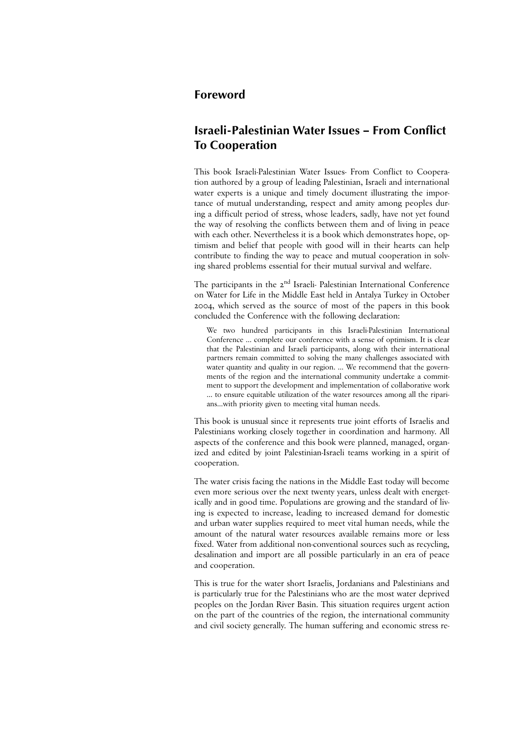## Foreword

## Israeli-Palestinian Water Issues – From Conflict To Cooperation

This book Israeli-Palestinian Water Issues- From Conflict to Cooperation authored by a group of leading Palestinian, Israeli and international water experts is a unique and timely document illustrating the importance of mutual understanding, respect and amity among peoples during a difficult period of stress, whose leaders, sadly, have not yet found the way of resolving the conflicts between them and of living in peace with each other. Nevertheless it is a book which demonstrates hope, optimism and belief that people with good will in their hearts can help contribute to finding the way to peace and mutual cooperation in solving shared problems essential for their mutual survival and welfare.

The participants in the 2nd Israeli- Palestinian International Conference on Water for Life in the Middle East held in Antalya Turkey in October 2004, which served as the source of most of the papers in this book concluded the Conference with the following declaration:

> We two hundred participants in this Israeli-Palestinian International Conference ... complete our conference with a sense of optimism. It is clear that the Palestinian and Israeli participants, along with their international partners remain committed to solving the many challenges associated with water quantity and quality in our region. ... We recommend that the governments of the region and the international community undertake a commitment to support the development and implementation of collaborative work ... to ensure equitable utilization of the water resources among all the riparians...with priority given to meeting vital human needs.

This book is unusual since it represents true joint efforts of Israelis and Palestinians working closely together in coordination and harmony. All aspects of the conference and this book were planned, managed, organized and edited by joint Palestinian-Israeli teams working in a spirit of cooperation.

The water crisis facing the nations in the Middle East today will become even more serious over the next twenty years, unless dealt with energetically and in good time. Populations are growing and the standard of living is expected to increase, leading to increased demand for domestic and urban water supplies required to meet vital human needs, while the amount of the natural water resources available remains more or less fixed. Water from additional non-conventional sources such as recycling, desalination and import are all possible particularly in an era of peace and cooperation.

This is true for the water short Israelis, Jordanians and Palestinians and is particularly true for the Palestinians who are the most water deprived peoples on the Jordan River Basin. This situation requires urgent action on the part of the countries of the region, the international community and civil society generally. The human suffering and economic stress re-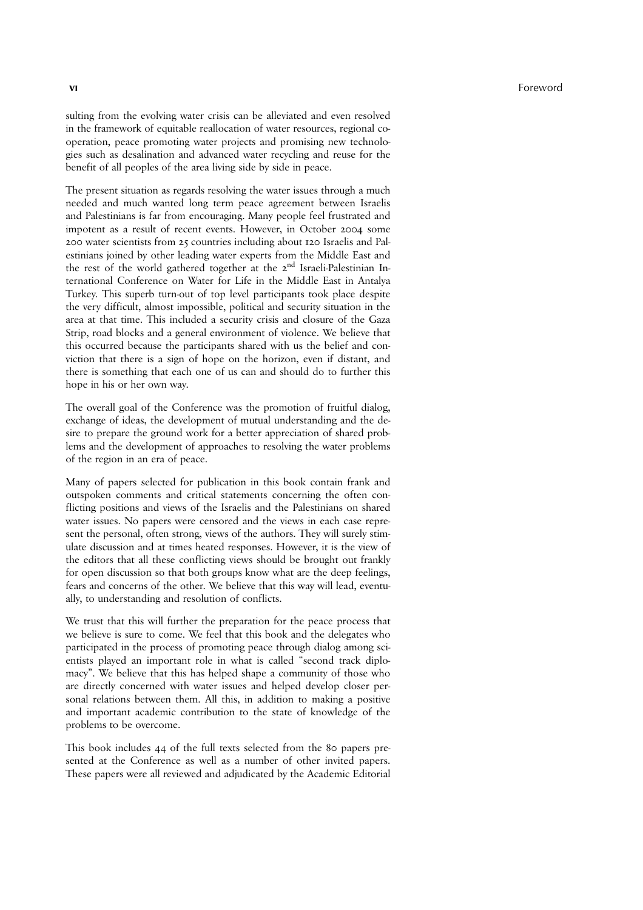sulting from the evolving water crisis can be alleviated and even resolved in the framework of equitable reallocation of water resources, regional cooperation, peace promoting water projects and promising new technologies such as desalination and advanced water recycling and reuse for the benefit of all peoples of the area living side by side in peace.

The present situation as regards resolving the water issues through a much needed and much wanted long term peace agreement between Israelis and Palestinians is far from encouraging. Many people feel frustrated and impotent as a result of recent events. However, in October 2004 some 200 water scientists from 25 countries including about 120 Israelis and Palestinians joined by other leading water experts from the Middle East and the rest of the world gathered together at the 2nd Israeli-Palestinian International Conference on Water for Life in the Middle East in Antalya Turkey. This superb turn-out of top level participants took place despite the very difficult, almost impossible, political and security situation in the area at that time. This included a security crisis and closure of the Gaza Strip, road blocks and a general environment of violence. We believe that this occurred because the participants shared with us the belief and conviction that there is a sign of hope on the horizon, even if distant, and there is something that each one of us can and should do to further this hope in his or her own way.

The overall goal of the Conference was the promotion of fruitful dialog, exchange of ideas, the development of mutual understanding and the desire to prepare the ground work for a better appreciation of shared problems and the development of approaches to resolving the water problems of the region in an era of peace.

Many of papers selected for publication in this book contain frank and outspoken comments and critical statements concerning the often conflicting positions and views of the Israelis and the Palestinians on shared water issues. No papers were censored and the views in each case represent the personal, often strong, views of the authors. They will surely stimulate discussion and at times heated responses. However, it is the view of the editors that all these conflicting views should be brought out frankly for open discussion so that both groups know what are the deep feelings, fears and concerns of the other. We believe that this way will lead, eventually, to understanding and resolution of conflicts.

We trust that this will further the preparation for the peace process that we believe is sure to come. We feel that this book and the delegates who participated in the process of promoting peace through dialog among scientists played an important role in what is called "second track diplomacy". We believe that this has helped shape a community of those who are directly concerned with water issues and helped develop closer personal relations between them. All this, in addition to making a positive and important academic contribution to the state of knowledge of the problems to be overcome.

This book includes 44 of the full texts selected from the 80 papers presented at the Conference as well as a number of other invited papers. These papers were all reviewed and adjudicated by the Academic Editorial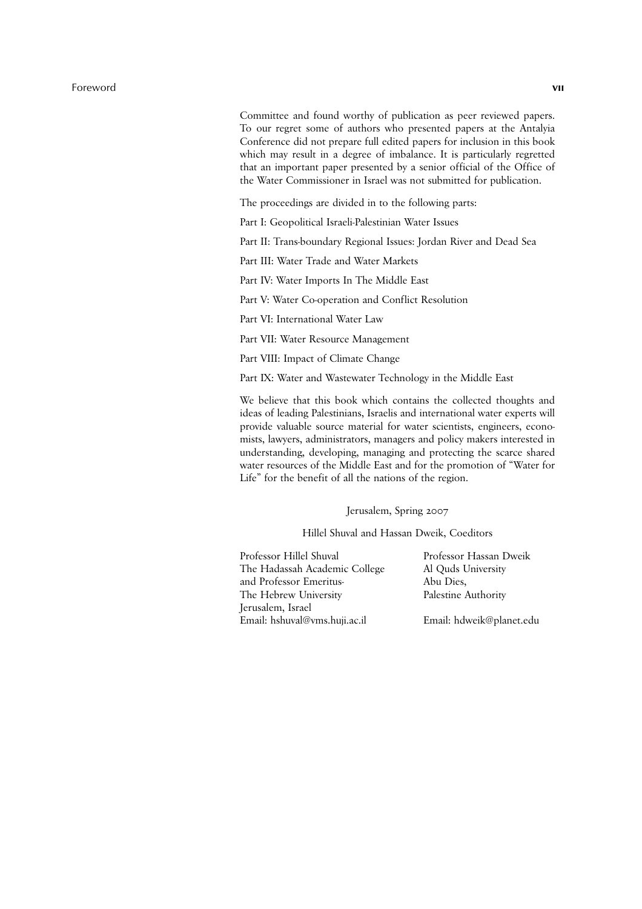Committee and found worthy of publication as peer reviewed papers. To our regret some of authors who presented papers at the Antalyia Conference did not prepare full edited papers for inclusion in this book which may result in a degree of imbalance. It is particularly regretted that an important paper presented by a senior official of the Office of the Water Commissioner in Israel was not submitted for publication.

The proceedings are divided in to the following parts:

Part I: Geopolitical Israeli-Palestinian Water Issues

Part II: Trans-boundary Regional Issues: Jordan River and Dead Sea

Part III: Water Trade and Water Markets

Part IV: Water Imports In The Middle East

Part V: Water Co-operation and Conflict Resolution

Part VI: International Water Law

Part VII: Water Resource Management

Part VIII: Impact of Climate Change

Part IX: Water and Wastewater Technology in the Middle East

We believe that this book which contains the collected thoughts and ideas of leading Palestinians, Israelis and international water experts will provide valuable source material for water scientists, engineers, economists, lawyers, administrators, managers and policy makers interested in understanding, developing, managing and protecting the scarce shared water resources of the Middle East and for the promotion of "Water for Life" for the benefit of all the nations of the region.

Jerusalem, Spring 2007

Hillel Shuval and Hassan Dweik, Coeditors

Professor Hillel Shuval
The Hadassah Academic College
and Professor Emeritus-
The Hebrew University
Jerusalem, Israel
Email: hshuval@vms.huji.ac.il

Professor Hassan Dweik
Al Quds University
Abu Dies,
Palestine Authority
Email: hdweik@planet.edu